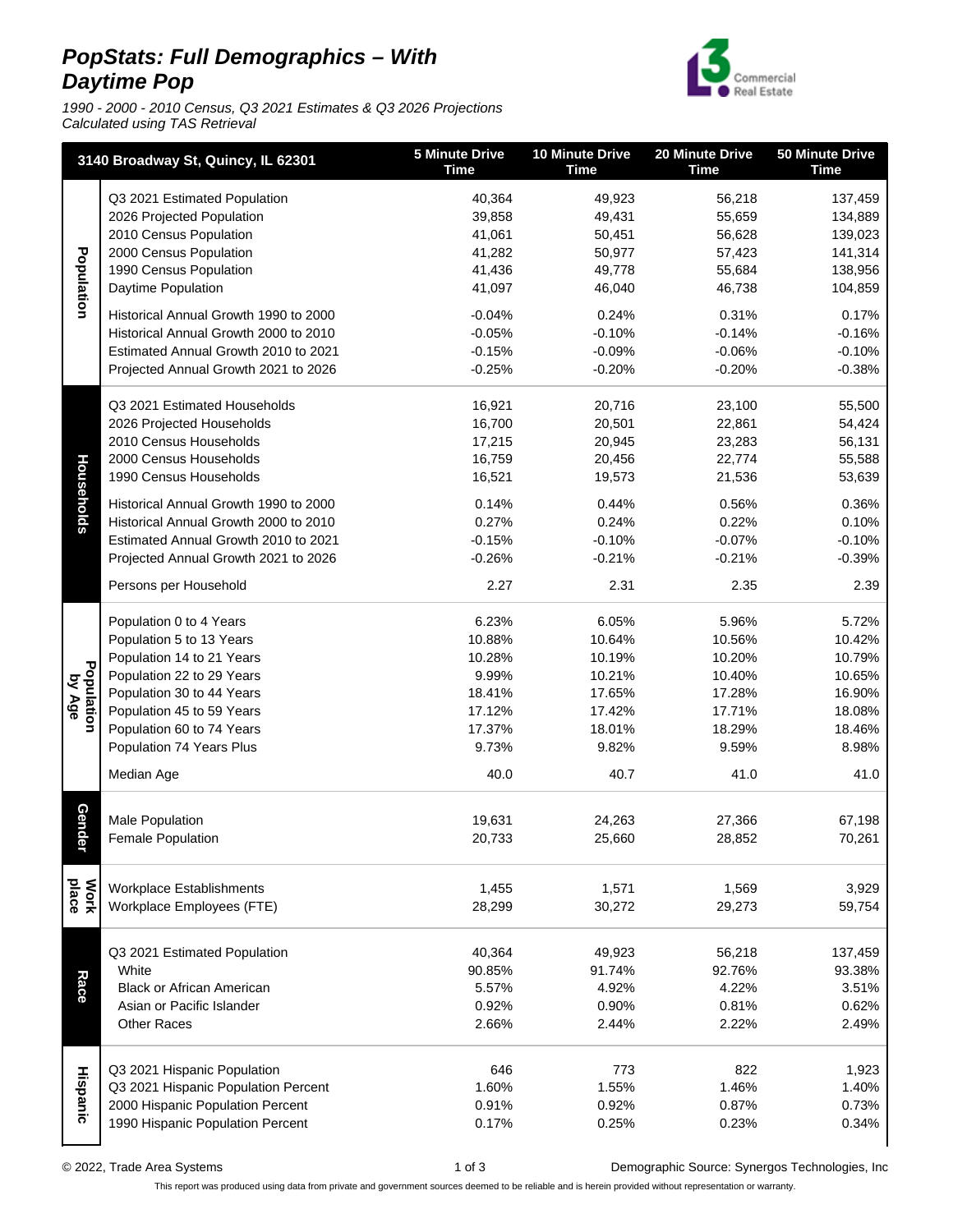# PopStats: Full Demographics – With Daytime Pop

*1990 - 2000 - 2010 Census, Q3 2021 Estimates & Q3 2026 Projections*
*Calculated using TAS Retrieval*

| | 3140 Broadway St, Quincy, IL 62301 | 5 Minute Drive Time | 10 Minute Drive Time | 20 Minute Drive Time | 50 Minute Drive Time |
|---|---|---|---|---|---|
| **Population** | Q3 2021 Estimated Population | 40,364 | 49,923 | 56,218 | 137,459 |
| | 2026 Projected Population | 39,858 | 49,431 | 55,659 | 134,889 |
| | 2010 Census Population | 41,061 | 50,451 | 56,628 | 139,023 |
| | 2000 Census Population | 41,282 | 50,977 | 57,423 | 141,314 |
| | 1990 Census Population | 41,436 | 49,778 | 55,684 | 138,956 |
| | Daytime Population | 41,097 | 46,040 | 46,738 | 104,859 |
| | Historical Annual Growth 1990 to 2000 | -0.04% | 0.24% | 0.31% | 0.17% |
| | Historical Annual Growth 2000 to 2010 | -0.05% | -0.10% | -0.14% | -0.16% |
| | Estimated Annual Growth 2010 to 2021 | -0.15% | -0.09% | -0.06% | -0.10% |
| | Projected Annual Growth 2021 to 2026 | -0.25% | -0.20% | -0.20% | -0.38% |
| **Households** | Q3 2021 Estimated Households | 16,921 | 20,716 | 23,100 | 55,500 |
| | 2026 Projected Households | 16,700 | 20,501 | 22,861 | 54,424 |
| | 2010 Census Households | 17,215 | 20,945 | 23,283 | 56,131 |
| | 2000 Census Households | 16,759 | 20,456 | 22,774 | 55,588 |
| | 1990 Census Households | 16,521 | 19,573 | 21,536 | 53,639 |
| | Historical Annual Growth 1990 to 2000 | 0.14% | 0.44% | 0.56% | 0.36% |
| | Historical Annual Growth 2000 to 2010 | 0.27% | 0.24% | 0.22% | 0.10% |
| | Estimated Annual Growth 2010 to 2021 | -0.15% | -0.10% | -0.07% | -0.10% |
| | Projected Annual Growth 2021 to 2026 | -0.26% | -0.21% | -0.21% | -0.39% |
| | Persons per Household | 2.27 | 2.31 | 2.35 | 2.39 |
| **Population by Age** | Population 0 to 4 Years | 6.23% | 6.05% | 5.96% | 5.72% |
| | Population 5 to 13 Years | 10.88% | 10.64% | 10.56% | 10.42% |
| | Population 14 to 21 Years | 10.28% | 10.19% | 10.20% | 10.79% |
| | Population 22 to 29 Years | 9.99% | 10.21% | 10.40% | 10.65% |
| | Population 30 to 44 Years | 18.41% | 17.65% | 17.28% | 16.90% |
| | Population 45 to 59 Years | 17.12% | 17.42% | 17.71% | 18.08% |
| | Population 60 to 74 Years | 17.37% | 18.01% | 18.29% | 18.46% |
| | Population 74 Years Plus | 9.73% | 9.82% | 9.59% | 8.98% |
| | Median Age | 40.0 | 40.7 | 41.0 | 41.0 |
| **Gender** | Male Population | 19,631 | 24,263 | 27,366 | 67,198 |
| | Female Population | 20,733 | 25,660 | 28,852 | 70,261 |
| **Work place** | Workplace Establishments | 1,455 | 1,571 | 1,569 | 3,929 |
| | Workplace Employees (FTE) | 28,299 | 30,272 | 29,273 | 59,754 |
| **Race** | Q3 2021 Estimated Population | 40,364 | 49,923 | 56,218 | 137,459 |
| | White | 90.85% | 91.74% | 92.76% | 93.38% |
| | Black or African American | 5.57% | 4.92% | 4.22% | 3.51% |
| | Asian or Pacific Islander | 0.92% | 0.90% | 0.81% | 0.62% |
| | Other Races | 2.66% | 2.44% | 2.22% | 2.49% |
| **Hispanic** | Q3 2021 Hispanic Population | 646 | 773 | 822 | 1,923 |
| | Q3 2021 Hispanic Population Percent | 1.60% | 1.55% | 1.46% | 1.40% |
| | 2000 Hispanic Population Percent | 0.91% | 0.92% | 0.87% | 0.73% |
| | 1990 Hispanic Population Percent | 0.17% | 0.25% | 0.23% | 0.34% |

© 2022, Trade Area Systems

Demographic Source: Synergos Technologies, Inc

This report was produced using data from private and government sources deemed to be reliable and is herein provided without representation or warranty.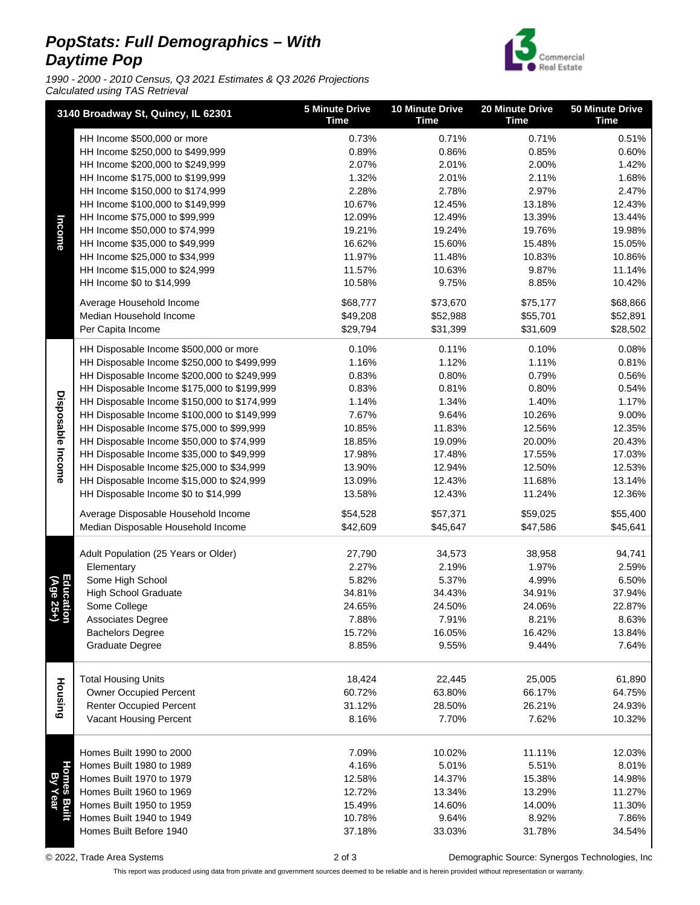# PopStats: Full Demographics – With Daytime Pop

*1990 - 2000 - 2010 Census, Q3 2021 Estimates & Q3 2026 Projections*
*Calculated using TAS Retrieval*

| | 3140 Broadway St, Quincy, IL 62301 | 5 Minute Drive Time | 10 Minute Drive Time | 20 Minute Drive Time | 50 Minute Drive Time |
|---|---|---|---|---|---|
| Income | HH Income $500,000 or more | 0.73% | 0.71% | 0.71% | 0.51% |
| | HH Income $250,000 to $499,999 | 0.89% | 0.86% | 0.85% | 0.60% |
| | HH Income $200,000 to $249,999 | 2.07% | 2.01% | 2.00% | 1.42% |
| | HH Income $175,000 to $199,999 | 1.32% | 2.01% | 2.11% | 1.68% |
| | HH Income $150,000 to $174,999 | 2.28% | 2.78% | 2.97% | 2.47% |
| | HH Income $100,000 to $149,999 | 10.67% | 12.45% | 13.18% | 12.43% |
| | HH Income $75,000 to $99,999 | 12.09% | 12.49% | 13.39% | 13.44% |
| | HH Income $50,000 to $74,999 | 19.21% | 19.24% | 19.76% | 19.98% |
| | HH Income $35,000 to $49,999 | 16.62% | 15.60% | 15.48% | 15.05% |
| | HH Income $25,000 to $34,999 | 11.97% | 11.48% | 10.83% | 10.86% |
| | HH Income $15,000 to $24,999 | 11.57% | 10.63% | 9.87% | 11.14% |
| | HH Income $0 to $14,999 | 10.58% | 9.75% | 8.85% | 10.42% |
| | Average Household Income | $68,777 | $73,670 | $75,177 | $68,866 |
| | Median Household Income | $49,208 | $52,988 | $55,701 | $52,891 |
| | Per Capita Income | $29,794 | $31,399 | $31,609 | $28,502 |
| Disposable Income | HH Disposable Income $500,000 or more | 0.10% | 0.11% | 0.10% | 0.08% |
| | HH Disposable Income $250,000 to $499,999 | 1.16% | 1.12% | 1.11% | 0.81% |
| | HH Disposable Income $200,000 to $249,999 | 0.83% | 0.80% | 0.79% | 0.56% |
| | HH Disposable Income $175,000 to $199,999 | 0.83% | 0.81% | 0.80% | 0.54% |
| | HH Disposable Income $150,000 to $174,999 | 1.14% | 1.34% | 1.40% | 1.17% |
| | HH Disposable Income $100,000 to $149,999 | 7.67% | 9.64% | 10.26% | 9.00% |
| | HH Disposable Income $75,000 to $99,999 | 10.85% | 11.83% | 12.56% | 12.35% |
| | HH Disposable Income $50,000 to $74,999 | 18.85% | 19.09% | 20.00% | 20.43% |
| | HH Disposable Income $35,000 to $49,999 | 17.98% | 17.48% | 17.55% | 17.03% |
| | HH Disposable Income $25,000 to $34,999 | 13.90% | 12.94% | 12.50% | 12.53% |
| | HH Disposable Income $15,000 to $24,999 | 13.09% | 12.43% | 11.68% | 13.14% |
| | HH Disposable Income $0 to $14,999 | 13.58% | 12.43% | 11.24% | 12.36% |
| | Average Disposable Household Income | $54,528 | $57,371 | $59,025 | $55,400 |
| | Median Disposable Household Income | $42,609 | $45,647 | $47,586 | $45,641 |
| Education (Age 25+) | Adult Population (25 Years or Older) | 27,790 | 34,573 | 38,958 | 94,741 |
| | Elementary | 2.27% | 2.19% | 1.97% | 2.59% |
| | Some High School | 5.82% | 5.37% | 4.99% | 6.50% |
| | High School Graduate | 34.81% | 34.43% | 34.91% | 37.94% |
| | Some College | 24.65% | 24.50% | 24.06% | 22.87% |
| | Associates Degree | 7.88% | 7.91% | 8.21% | 8.63% |
| | Bachelors Degree | 15.72% | 16.05% | 16.42% | 13.84% |
| | Graduate Degree | 8.85% | 9.55% | 9.44% | 7.64% |
| Housing | Total Housing Units | 18,424 | 22,445 | 25,005 | 61,890 |
| | Owner Occupied Percent | 60.72% | 63.80% | 66.17% | 64.75% |
| | Renter Occupied Percent | 31.12% | 28.50% | 26.21% | 24.93% |
| | Vacant Housing Percent | 8.16% | 7.70% | 7.62% | 10.32% |
| Homes Built By Year | Homes Built 1990 to 2000 | 7.09% | 10.02% | 11.11% | 12.03% |
| | Homes Built 1980 to 1989 | 4.16% | 5.01% | 5.51% | 8.01% |
| | Homes Built 1970 to 1979 | 12.58% | 14.37% | 15.38% | 14.98% |
| | Homes Built 1960 to 1969 | 12.72% | 13.34% | 13.29% | 11.27% |
| | Homes Built 1950 to 1959 | 15.49% | 14.60% | 14.00% | 11.30% |
| | Homes Built 1940 to 1949 | 10.78% | 9.64% | 8.92% | 7.86% |
| | Homes Built Before 1940 | 37.18% | 33.03% | 31.78% | 34.54% |

© 2022, Trade Area Systems — Demographic Source: Synergos Technologies, Inc

This report was produced using data from private and government sources deemed to be reliable and is herein provided without representation or warranty.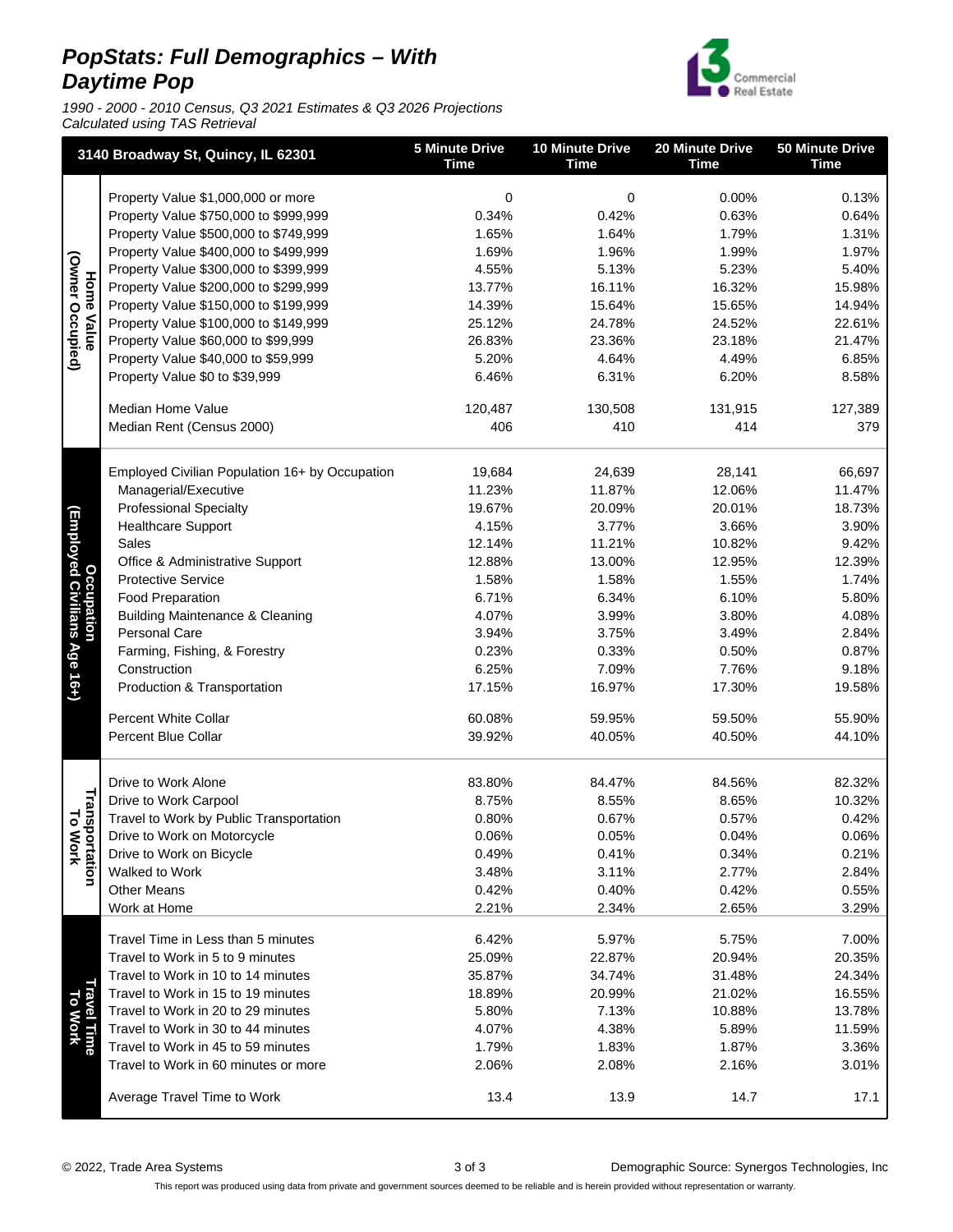## *PopStats: Full Demographics – With Daytime Pop*

*1990 - 2000 - 2010 Census, Q3 2021 Estimates & Q3 2026 Projections*
*Calculated using TAS Retrieval*

| | 3140 Broadway St, Quincy, IL 62301 | 5 Minute Drive Time | 10 Minute Drive Time | 20 Minute Drive Time | 50 Minute Drive Time |
|---|---|---|---|---|---|
| Home Value (Owner Occupied) | Property Value $1,000,000 or more | 0 | 0 | 0.00% | 0.13% |
| | Property Value $750,000 to $999,999 | 0.34% | 0.42% | 0.63% | 0.64% |
| | Property Value $500,000 to $749,999 | 1.65% | 1.64% | 1.79% | 1.31% |
| | Property Value $400,000 to $499,999 | 1.69% | 1.96% | 1.99% | 1.97% |
| | Property Value $300,000 to $399,999 | 4.55% | 5.13% | 5.23% | 5.40% |
| | Property Value $200,000 to $299,999 | 13.77% | 16.11% | 16.32% | 15.98% |
| | Property Value $150,000 to $199,999 | 14.39% | 15.64% | 15.65% | 14.94% |
| | Property Value $100,000 to $149,999 | 25.12% | 24.78% | 24.52% | 22.61% |
| | Property Value $60,000 to $99,999 | 26.83% | 23.36% | 23.18% | 21.47% |
| | Property Value $40,000 to $59,999 | 5.20% | 4.64% | 4.49% | 6.85% |
| | Property Value $0 to $39,999 | 6.46% | 6.31% | 6.20% | 8.58% |
| | Median Home Value | 120,487 | 130,508 | 131,915 | 127,389 |
| | Median Rent (Census 2000) | 406 | 410 | 414 | 379 |
| Occupation (Employed Civilians Age 16+) | Employed Civilian Population 16+ by Occupation | 19,684 | 24,639 | 28,141 | 66,697 |
| | Managerial/Executive | 11.23% | 11.87% | 12.06% | 11.47% |
| | Professional Specialty | 19.67% | 20.09% | 20.01% | 18.73% |
| | Healthcare Support | 4.15% | 3.77% | 3.66% | 3.90% |
| | Sales | 12.14% | 11.21% | 10.82% | 9.42% |
| | Office & Administrative Support | 12.88% | 13.00% | 12.95% | 12.39% |
| | Protective Service | 1.58% | 1.58% | 1.55% | 1.74% |
| | Food Preparation | 6.71% | 6.34% | 6.10% | 5.80% |
| | Building Maintenance & Cleaning | 4.07% | 3.99% | 3.80% | 4.08% |
| | Personal Care | 3.94% | 3.75% | 3.49% | 2.84% |
| | Farming, Fishing, & Forestry | 0.23% | 0.33% | 0.50% | 0.87% |
| | Construction | 6.25% | 7.09% | 7.76% | 9.18% |
| | Production & Transportation | 17.15% | 16.97% | 17.30% | 19.58% |
| | Percent White Collar | 60.08% | 59.95% | 59.50% | 55.90% |
| | Percent Blue Collar | 39.92% | 40.05% | 40.50% | 44.10% |
| Transportation To Work | Drive to Work Alone | 83.80% | 84.47% | 84.56% | 82.32% |
| | Drive to Work Carpool | 8.75% | 8.55% | 8.65% | 10.32% |
| | Travel to Work by Public Transportation | 0.80% | 0.67% | 0.57% | 0.42% |
| | Drive to Work on Motorcycle | 0.06% | 0.05% | 0.04% | 0.06% |
| | Drive to Work on Bicycle | 0.49% | 0.41% | 0.34% | 0.21% |
| | Walked to Work | 3.48% | 3.11% | 2.77% | 2.84% |
| | Other Means | 0.42% | 0.40% | 0.42% | 0.55% |
| | Work at Home | 2.21% | 2.34% | 2.65% | 3.29% |
| Travel Time To Work | Travel Time in Less than 5 minutes | 6.42% | 5.97% | 5.75% | 7.00% |
| | Travel to Work in 5 to 9 minutes | 25.09% | 22.87% | 20.94% | 20.35% |
| | Travel to Work in 10 to 14 minutes | 35.87% | 34.74% | 31.48% | 24.34% |
| | Travel to Work in 15 to 19 minutes | 18.89% | 20.99% | 21.02% | 16.55% |
| | Travel to Work in 20 to 29 minutes | 5.80% | 7.13% | 10.88% | 13.78% |
| | Travel to Work in 30 to 44 minutes | 4.07% | 4.38% | 5.89% | 11.59% |
| | Travel to Work in 45 to 59 minutes | 1.79% | 1.83% | 1.87% | 3.36% |
| | Travel to Work in 60 minutes or more | 2.06% | 2.08% | 2.16% | 3.01% |
| | Average Travel Time to Work | 13.4 | 13.9 | 14.7 | 17.1 |

© 2022, Trade Area Systems

Demographic Source: Synergos Technologies, Inc

This report was produced using data from private and government sources deemed to be reliable and is herein provided without representation or warranty.